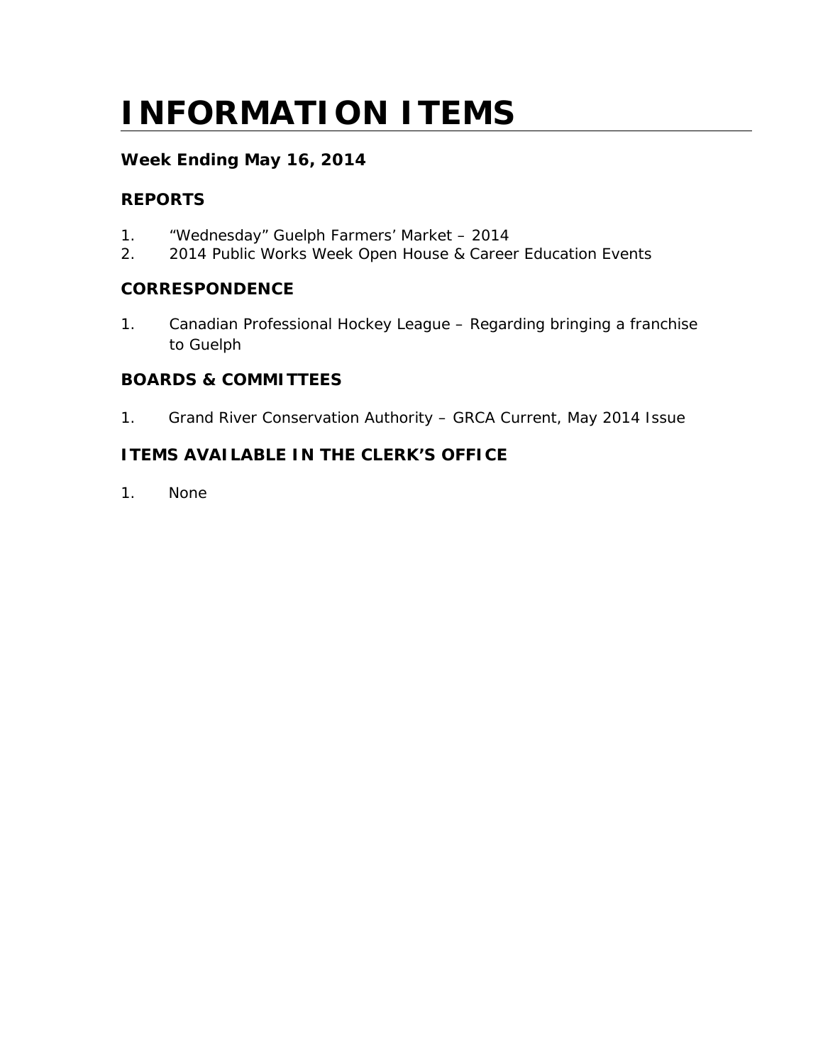# INFORMATION ITEMS

**Week Ending May 16, 2014**

## REPORTS

1. "Wednesday" Guelph Farmers' Market – 2014
2. 2014 Public Works Week Open House & Career Education Events

## CORRESPONDENCE

1. Canadian Professional Hockey League – Regarding bringing a franchise to Guelph

## BOARDS & COMMITTEES

1. Grand River Conservation Authority – GRCA Current, May 2014 Issue

## ITEMS AVAILABLE IN THE CLERK'S OFFICE

1. None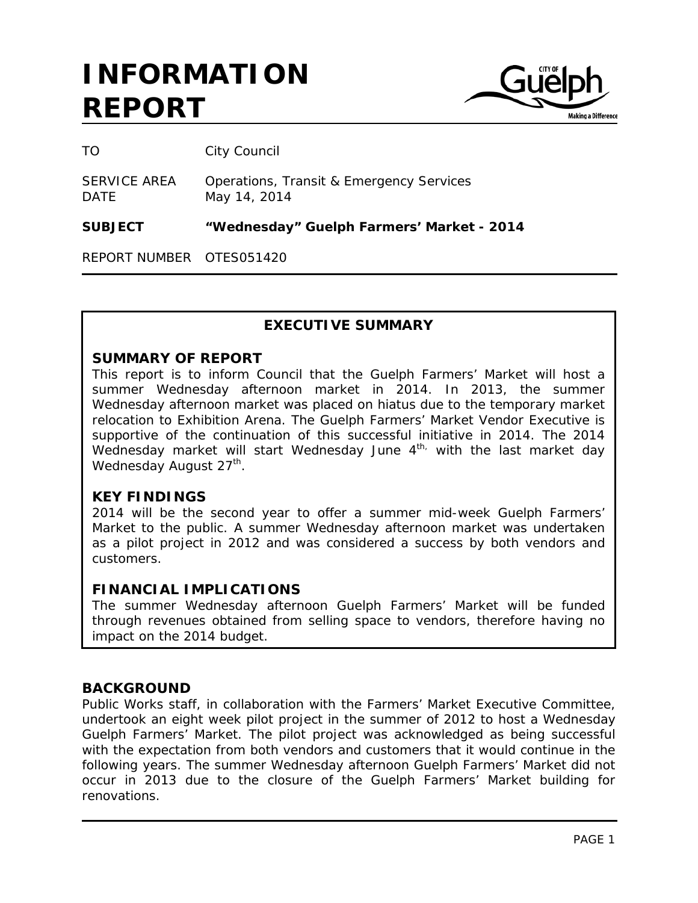# INFORMATION REPORT

| | |
|---|---|
| TO | City Council |
| SERVICE AREA | Operations, Transit & Emergency Services |
| DATE | May 14, 2014 |
| **SUBJECT** | **"Wednesday" Guelph Farmers' Market - 2014** |
| REPORT NUMBER | OTES051420 |

## EXECUTIVE SUMMARY

### SUMMARY OF REPORT

This report is to inform Council that the Guelph Farmers' Market will host a summer Wednesday afternoon market in 2014. In 2013, the summer Wednesday afternoon market was placed on hiatus due to the temporary market relocation to Exhibition Arena. The Guelph Farmers' Market Vendor Executive is supportive of the continuation of this successful initiative in 2014. The 2014 Wednesday market will start Wednesday June 4th, with the last market day Wednesday August 27th.

### KEY FINDINGS

2014 will be the second year to offer a summer mid-week Guelph Farmers' Market to the public. A summer Wednesday afternoon market was undertaken as a pilot project in 2012 and was considered a success by both vendors and customers.

### FINANCIAL IMPLICATIONS

The summer Wednesday afternoon Guelph Farmers' Market will be funded through revenues obtained from selling space to vendors, therefore having no impact on the 2014 budget.

## BACKGROUND

Public Works staff, in collaboration with the Farmers' Market Executive Committee, undertook an eight week pilot project in the summer of 2012 to host a Wednesday Guelph Farmers' Market. The pilot project was acknowledged as being successful with the expectation from both vendors and customers that it would continue in the following years. The summer Wednesday afternoon Guelph Farmers' Market did not occur in 2013 due to the closure of the Guelph Farmers' Market building for renovations.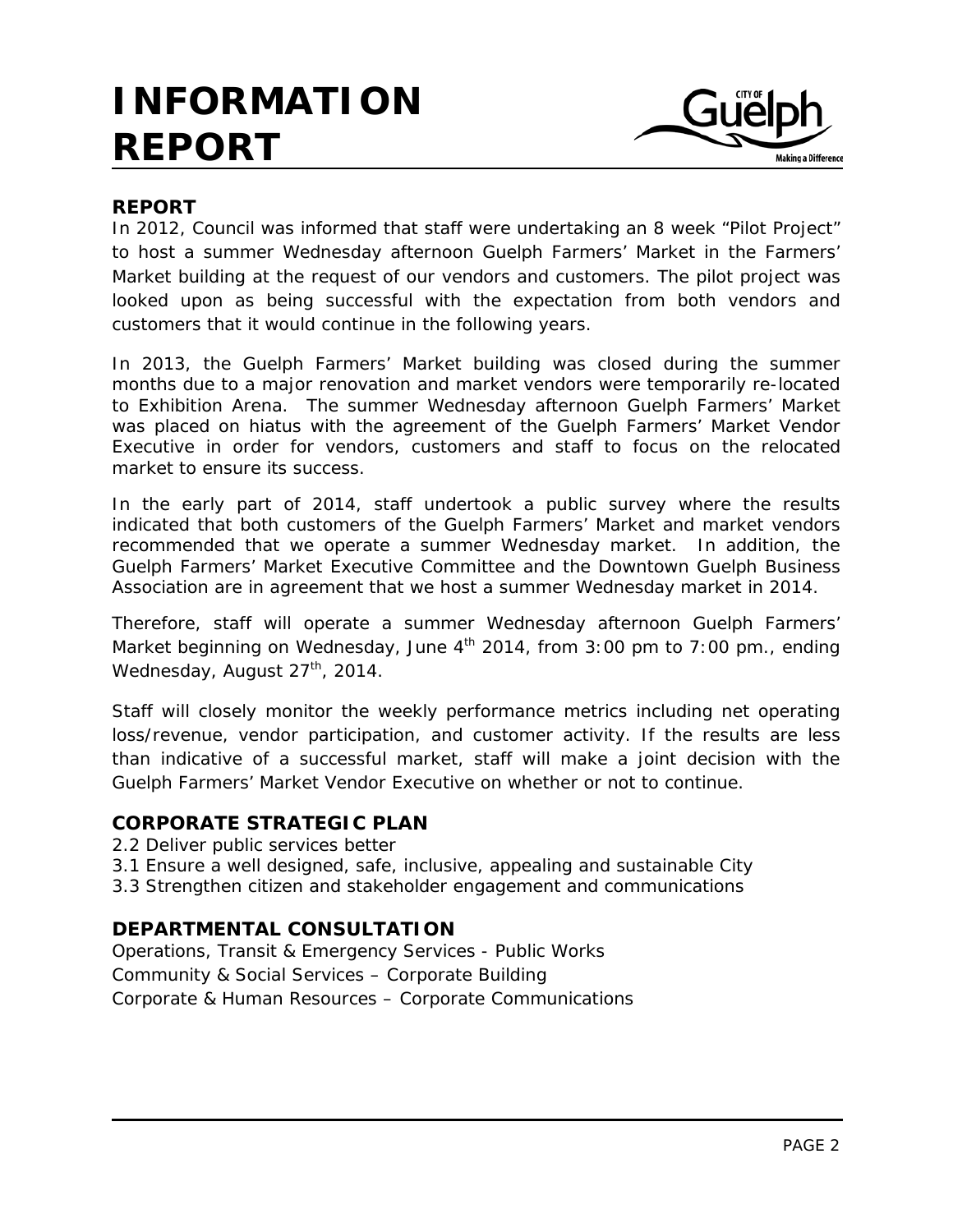# INFORMATION REPORT

## REPORT

In 2012, Council was informed that staff were undertaking an 8 week "Pilot Project" to host a summer Wednesday afternoon Guelph Farmers' Market in the Farmers' Market building at the request of our vendors and customers. The pilot project was looked upon as being successful with the expectation from both vendors and customers that it would continue in the following years.

In 2013, the Guelph Farmers' Market building was closed during the summer months due to a major renovation and market vendors were temporarily re-located to Exhibition Arena. The summer Wednesday afternoon Guelph Farmers' Market was placed on hiatus with the agreement of the Guelph Farmers' Market Vendor Executive in order for vendors, customers and staff to focus on the relocated market to ensure its success.

In the early part of 2014, staff undertook a public survey where the results indicated that both customers of the Guelph Farmers' Market and market vendors recommended that we operate a summer Wednesday market. In addition, the Guelph Farmers' Market Executive Committee and the Downtown Guelph Business Association are in agreement that we host a summer Wednesday market in 2014.

Therefore, staff will operate a summer Wednesday afternoon Guelph Farmers' Market beginning on Wednesday, June 4th 2014, from 3:00 pm to 7:00 pm., ending Wednesday, August 27th, 2014.

Staff will closely monitor the weekly performance metrics including net operating loss/revenue, vendor participation, and customer activity. If the results are less than indicative of a successful market, staff will make a joint decision with the Guelph Farmers' Market Vendor Executive on whether or not to continue.

## CORPORATE STRATEGIC PLAN

2.2 Deliver public services better
3.1 Ensure a well designed, safe, inclusive, appealing and sustainable City
3.3 Strengthen citizen and stakeholder engagement and communications

## DEPARTMENTAL CONSULTATION

Operations, Transit & Emergency Services - Public Works
Community & Social Services – Corporate Building
Corporate & Human Resources – Corporate Communications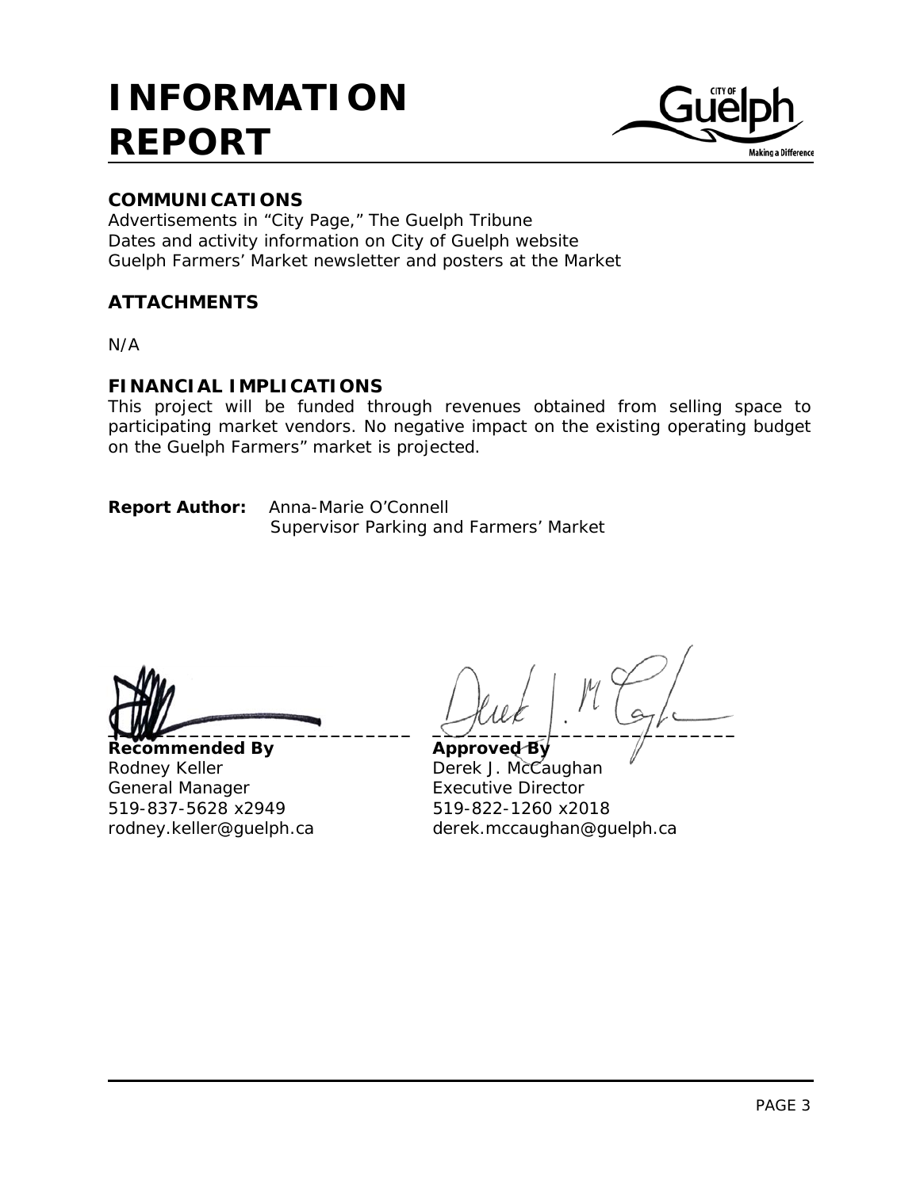# INFORMATION REPORT

## COMMUNICATIONS

Advertisements in "City Page," The Guelph Tribune
Dates and activity information on City of Guelph website
Guelph Farmers' Market newsletter and posters at the Market

## ATTACHMENTS

N/A

## FINANCIAL IMPLICATIONS

This project will be funded through revenues obtained from selling space to participating market vendors. No negative impact on the existing operating budget on the Guelph Farmers" market is projected.

**Report Author:** Anna-Marie O'Connell
Supervisor Parking and Farmers' Market

**Recommended By**
Rodney Keller
General Manager
519-837-5628 x2949
rodney.keller@guelph.ca

**Approved By**
Derek J. McCaughan
Executive Director
519-822-1260 x2018
derek.mccaughan@guelph.ca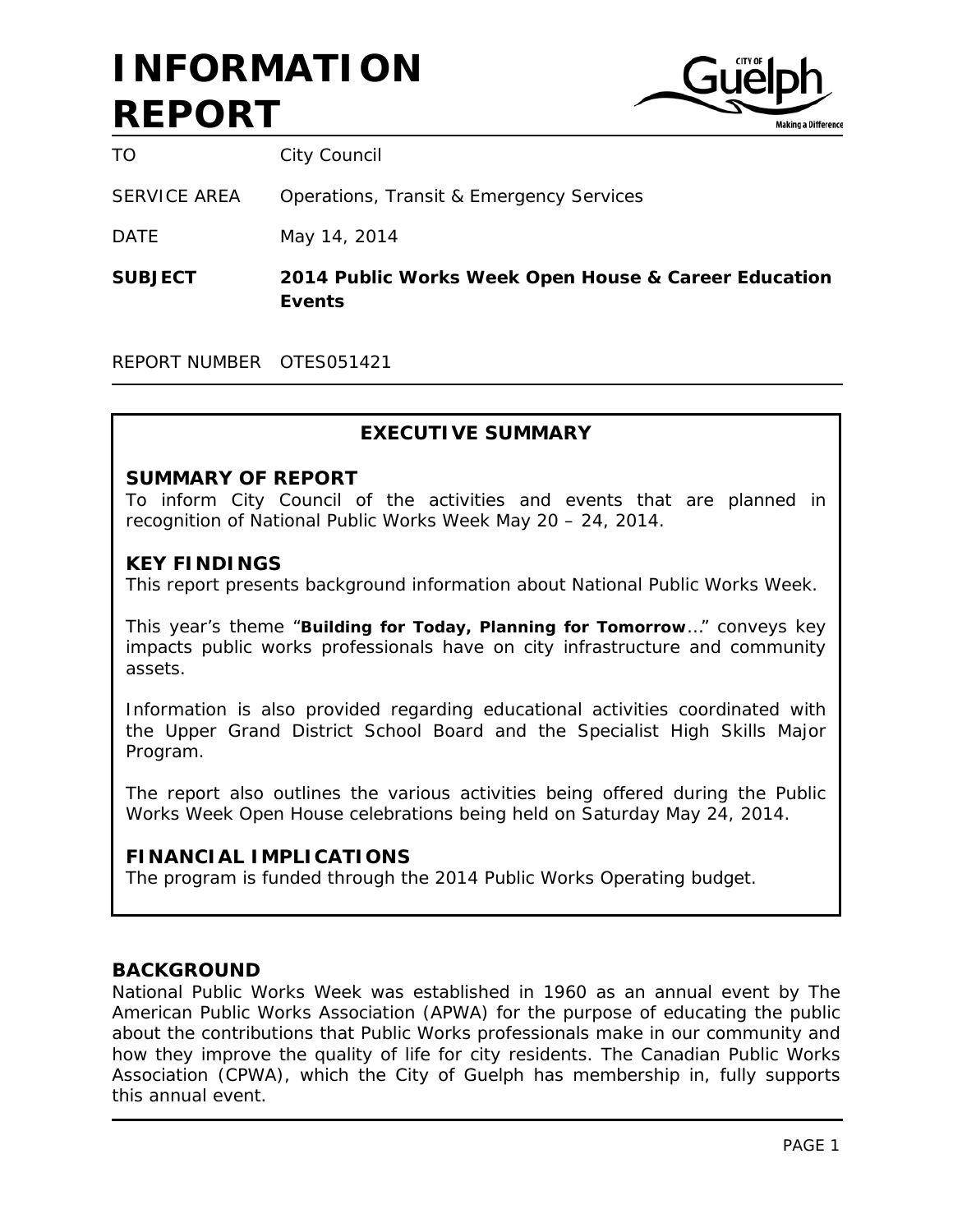# INFORMATION REPORT

| | |
|---|---|
| TO | City Council |
| SERVICE AREA | Operations, Transit & Emergency Services |
| DATE | May 14, 2014 |
| **SUBJECT** | **2014 Public Works Week Open House & Career Education Events** |
| REPORT NUMBER | OTES051421 |

## EXECUTIVE SUMMARY

### SUMMARY OF REPORT

To inform City Council of the activities and events that are planned in recognition of National Public Works Week May 20 – 24, 2014.

### KEY FINDINGS

This report presents background information about National Public Works Week.

This year's theme "**Building for Today, Planning for Tomorrow**…" conveys key impacts public works professionals have on city infrastructure and community assets.

Information is also provided regarding educational activities coordinated with the Upper Grand District School Board and the Specialist High Skills Major Program.

The report also outlines the various activities being offered during the Public Works Week Open House celebrations being held on Saturday May 24, 2014.

### FINANCIAL IMPLICATIONS

The program is funded through the 2014 Public Works Operating budget.

## BACKGROUND

National Public Works Week was established in 1960 as an annual event by The American Public Works Association (APWA) for the purpose of educating the public about the contributions that Public Works professionals make in our community and how they improve the quality of life for city residents. The Canadian Public Works Association (CPWA), which the City of Guelph has membership in, fully supports this annual event.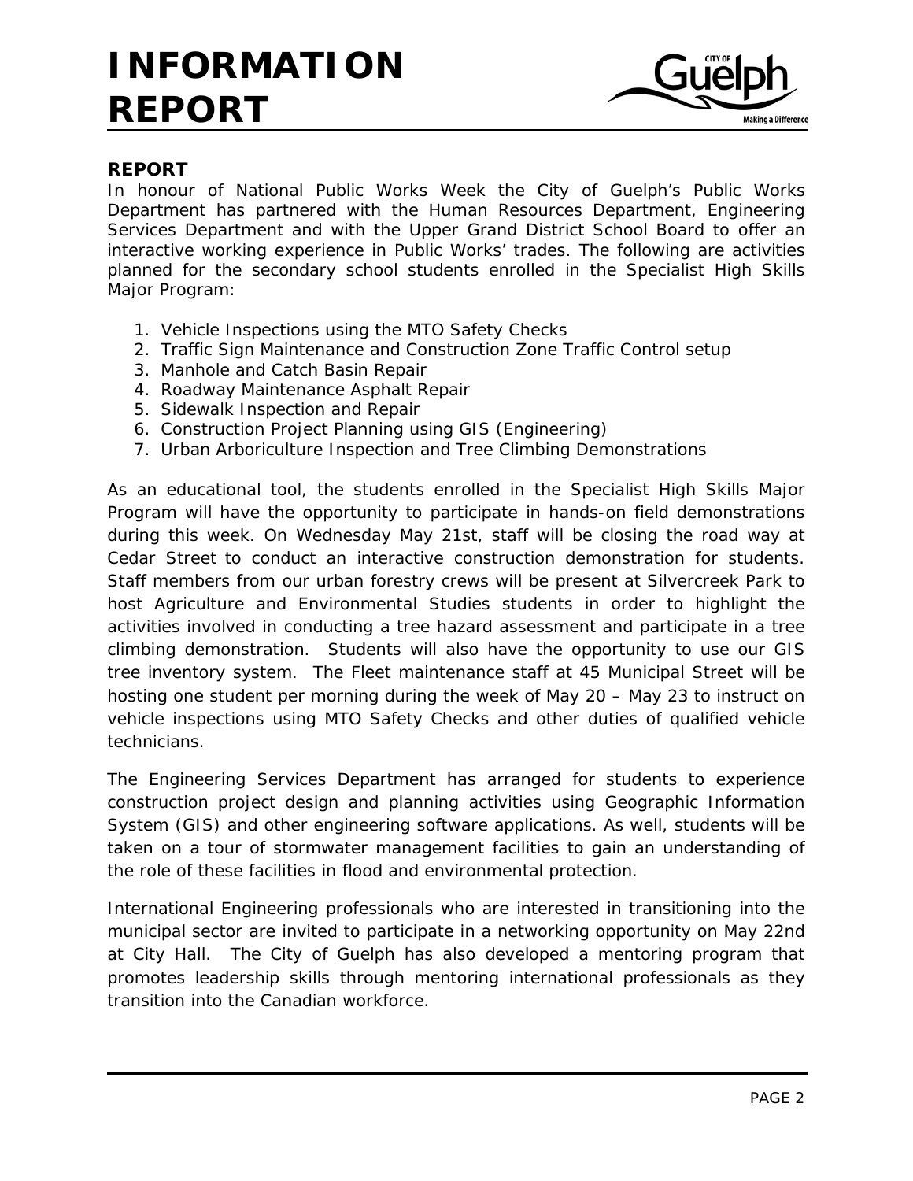# INFORMATION REPORT

## REPORT

In honour of National Public Works Week the City of Guelph's Public Works Department has partnered with the Human Resources Department, Engineering Services Department and with the Upper Grand District School Board to offer an interactive working experience in Public Works' trades. The following are activities planned for the secondary school students enrolled in the Specialist High Skills Major Program:

1. Vehicle Inspections using the MTO Safety Checks
2. Traffic Sign Maintenance and Construction Zone Traffic Control setup
3. Manhole and Catch Basin Repair
4. Roadway Maintenance Asphalt Repair
5. Sidewalk Inspection and Repair
6. Construction Project Planning using GIS (Engineering)
7. Urban Arboriculture Inspection and Tree Climbing Demonstrations

As an educational tool, the students enrolled in the Specialist High Skills Major Program will have the opportunity to participate in hands-on field demonstrations during this week. On Wednesday May 21st, staff will be closing the road way at Cedar Street to conduct an interactive construction demonstration for students. Staff members from our urban forestry crews will be present at Silvercreek Park to host Agriculture and Environmental Studies students in order to highlight the activities involved in conducting a tree hazard assessment and participate in a tree climbing demonstration. Students will also have the opportunity to use our GIS tree inventory system. The Fleet maintenance staff at 45 Municipal Street will be hosting one student per morning during the week of May 20 – May 23 to instruct on vehicle inspections using MTO Safety Checks and other duties of qualified vehicle technicians.

The Engineering Services Department has arranged for students to experience construction project design and planning activities using Geographic Information System (GIS) and other engineering software applications. As well, students will be taken on a tour of stormwater management facilities to gain an understanding of the role of these facilities in flood and environmental protection.

International Engineering professionals who are interested in transitioning into the municipal sector are invited to participate in a networking opportunity on May 22nd at City Hall. The City of Guelph has also developed a mentoring program that promotes leadership skills through mentoring international professionals as they transition into the Canadian workforce.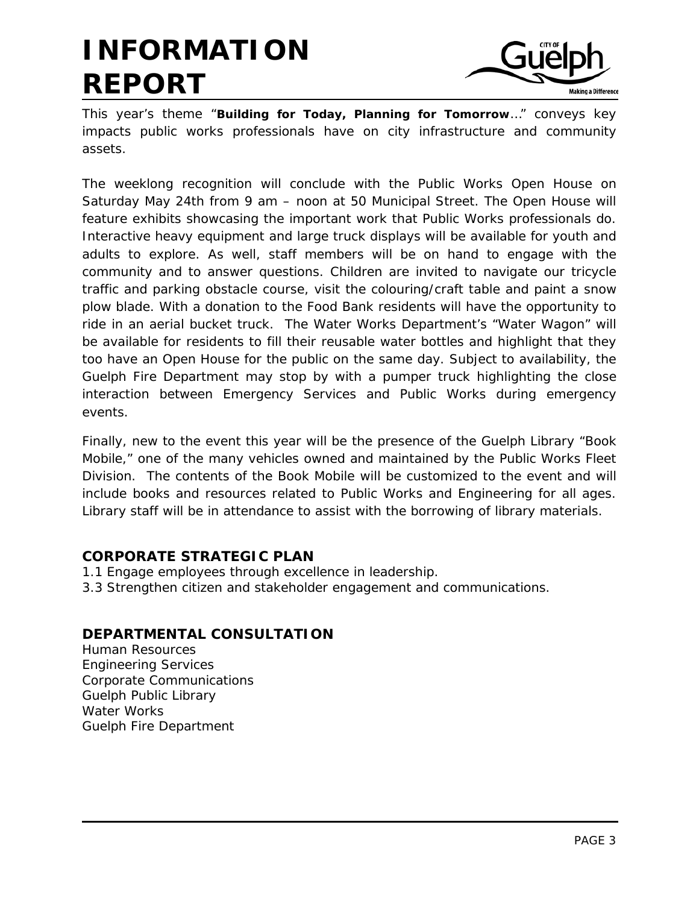# INFORMATION REPORT

This year's theme "**Building for Today, Planning for Tomorrow**…" conveys key impacts public works professionals have on city infrastructure and community assets.

The weeklong recognition will conclude with the Public Works Open House on Saturday May 24th from 9 am – noon at 50 Municipal Street. The Open House will feature exhibits showcasing the important work that Public Works professionals do. Interactive heavy equipment and large truck displays will be available for youth and adults to explore. As well, staff members will be on hand to engage with the community and to answer questions. Children are invited to navigate our tricycle traffic and parking obstacle course, visit the colouring/craft table and paint a snow plow blade. With a donation to the Food Bank residents will have the opportunity to ride in an aerial bucket truck. The Water Works Department's "Water Wagon" will be available for residents to fill their reusable water bottles and highlight that they too have an Open House for the public on the same day. Subject to availability, the Guelph Fire Department may stop by with a pumper truck highlighting the close interaction between Emergency Services and Public Works during emergency events.

Finally, new to the event this year will be the presence of the Guelph Library "Book Mobile," one of the many vehicles owned and maintained by the Public Works Fleet Division. The contents of the Book Mobile will be customized to the event and will include books and resources related to Public Works and Engineering for all ages. Library staff will be in attendance to assist with the borrowing of library materials.

## CORPORATE STRATEGIC PLAN

1.1 Engage employees through excellence in leadership.
3.3 Strengthen citizen and stakeholder engagement and communications.

## DEPARTMENTAL CONSULTATION

Human Resources
Engineering Services
Corporate Communications
Guelph Public Library
Water Works
Guelph Fire Department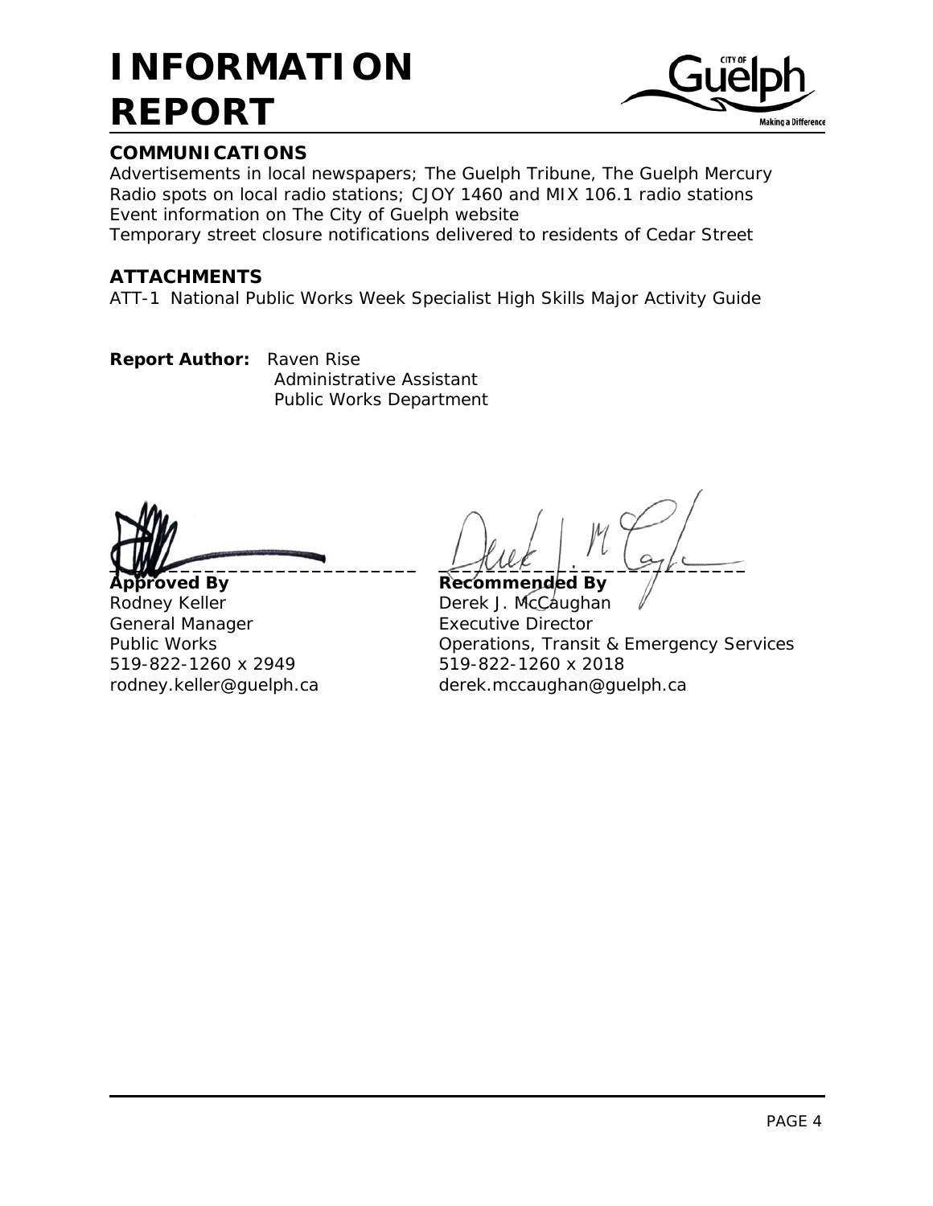## COMMUNICATIONS

Advertisements in local newspapers; The Guelph Tribune, The Guelph Mercury
Radio spots on local radio stations; CJOY 1460 and MIX 106.1 radio stations
Event information on The City of Guelph website
Temporary street closure notifications delivered to residents of Cedar Street

## ATTACHMENTS

ATT-1 National Public Works Week Specialist High Skills Major Activity Guide

**Report Author:** Raven Rise
Administrative Assistant
Public Works Department

**Approved By**
Rodney Keller
General Manager
Public Works
519-822-1260 x 2949
rodney.keller@guelph.ca

**Recommended By**
Derek J. McCaughan
Executive Director
Operations, Transit & Emergency Services
519-822-1260 x 2018
derek.mccaughan@guelph.ca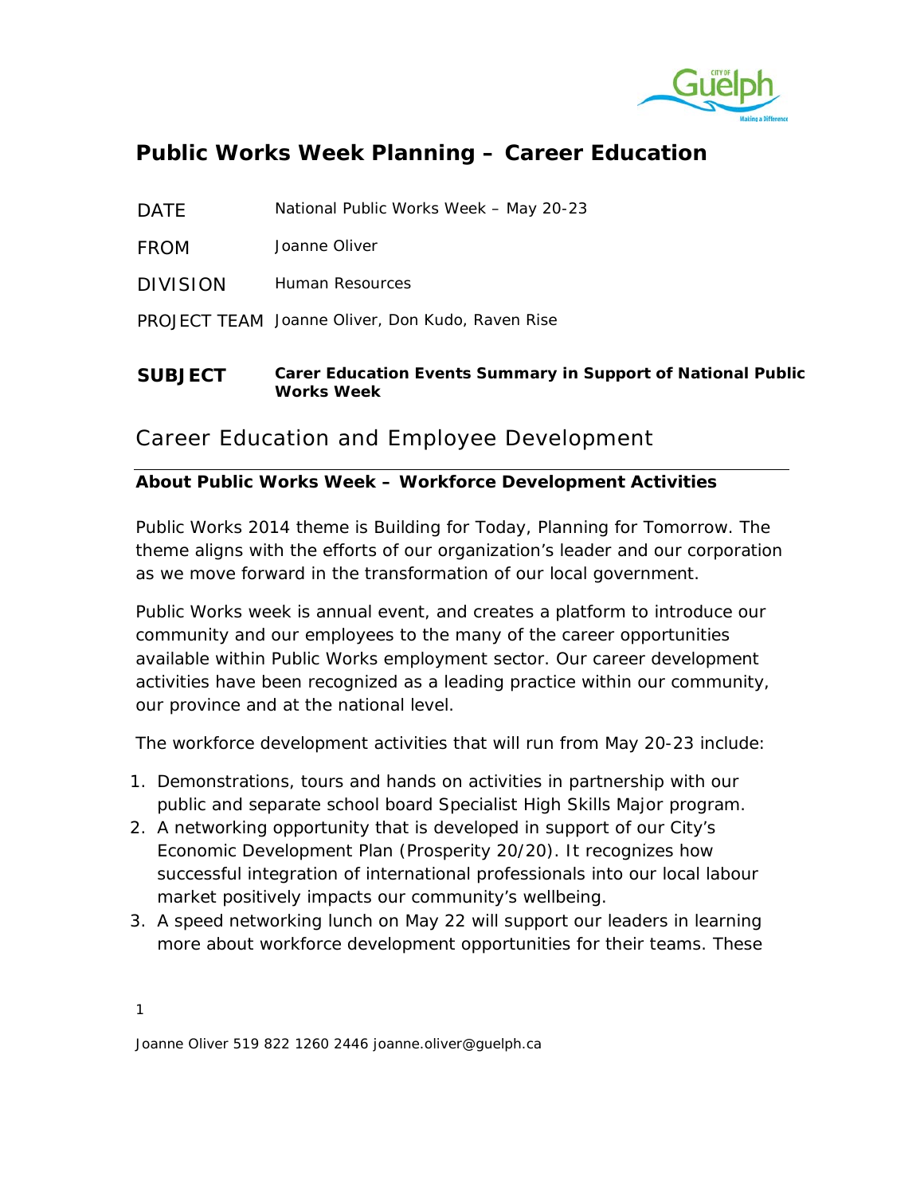# Public Works Week Planning – Career Education

| | |
|---|---|
| DATE | National Public Works Week – May 20-23 |
| FROM | Joanne Oliver |
| DIVISION | Human Resources |
| PROJECT TEAM | Joanne Oliver, Don Kudo, Raven Rise |

**SUBJECT** **Carer Education Events Summary in Support of National Public Works Week**

## Career Education and Employee Development

**About Public Works Week – Workforce Development Activities**

Public Works 2014 theme is Building for Today, Planning for Tomorrow. The theme aligns with the efforts of our organization's leader and our corporation as we move forward in the transformation of our local government.

Public Works week is annual event, and creates a platform to introduce our community and our employees to the many of the career opportunities available within Public Works employment sector. Our career development activities have been recognized as a leading practice within our community, our province and at the national level.

The workforce development activities that will run from May 20-23 include:

1. Demonstrations, tours and hands on activities in partnership with our public and separate school board Specialist High Skills Major program.
2. A networking opportunity that is developed in support of our City's Economic Development Plan (Prosperity 20/20). It recognizes how successful integration of international professionals into our local labour market positively impacts our community's wellbeing.
3. A speed networking lunch on May 22 will support our leaders in learning more about workforce development opportunities for their teams. These

Joanne Oliver 519 822 1260 2446 joanne.oliver@guelph.ca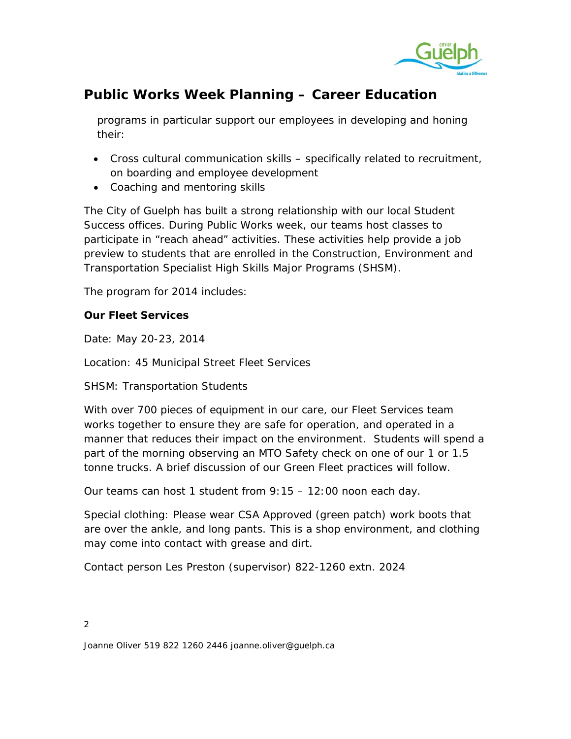# Public Works Week Planning – Career Education

programs in particular support our employees in developing and honing their:

- Cross cultural communication skills – specifically related to recruitment, on boarding and employee development
- Coaching and mentoring skills

The City of Guelph has built a strong relationship with our local Student Success offices. During Public Works week, our teams host classes to participate in "reach ahead" activities. These activities help provide a job preview to students that are enrolled in the Construction, Environment and Transportation Specialist High Skills Major Programs (SHSM).

The program for 2014 includes:

**Our Fleet Services**

Date: May 20-23, 2014

Location: 45 Municipal Street Fleet Services

SHSM: Transportation Students

With over 700 pieces of equipment in our care, our Fleet Services team works together to ensure they are safe for operation, and operated in a manner that reduces their impact on the environment. Students will spend a part of the morning observing an MTO Safety check on one of our 1 or 1.5 tonne trucks. A brief discussion of our Green Fleet practices will follow.

Our teams can host 1 student from 9:15 – 12:00 noon each day.

Special clothing: Please wear CSA Approved (green patch) work boots that are over the ankle, and long pants. This is a shop environment, and clothing may come into contact with grease and dirt.

Contact person Les Preston (supervisor) 822-1260 extn. 2024

Joanne Oliver 519 822 1260 2446 joanne.oliver@guelph.ca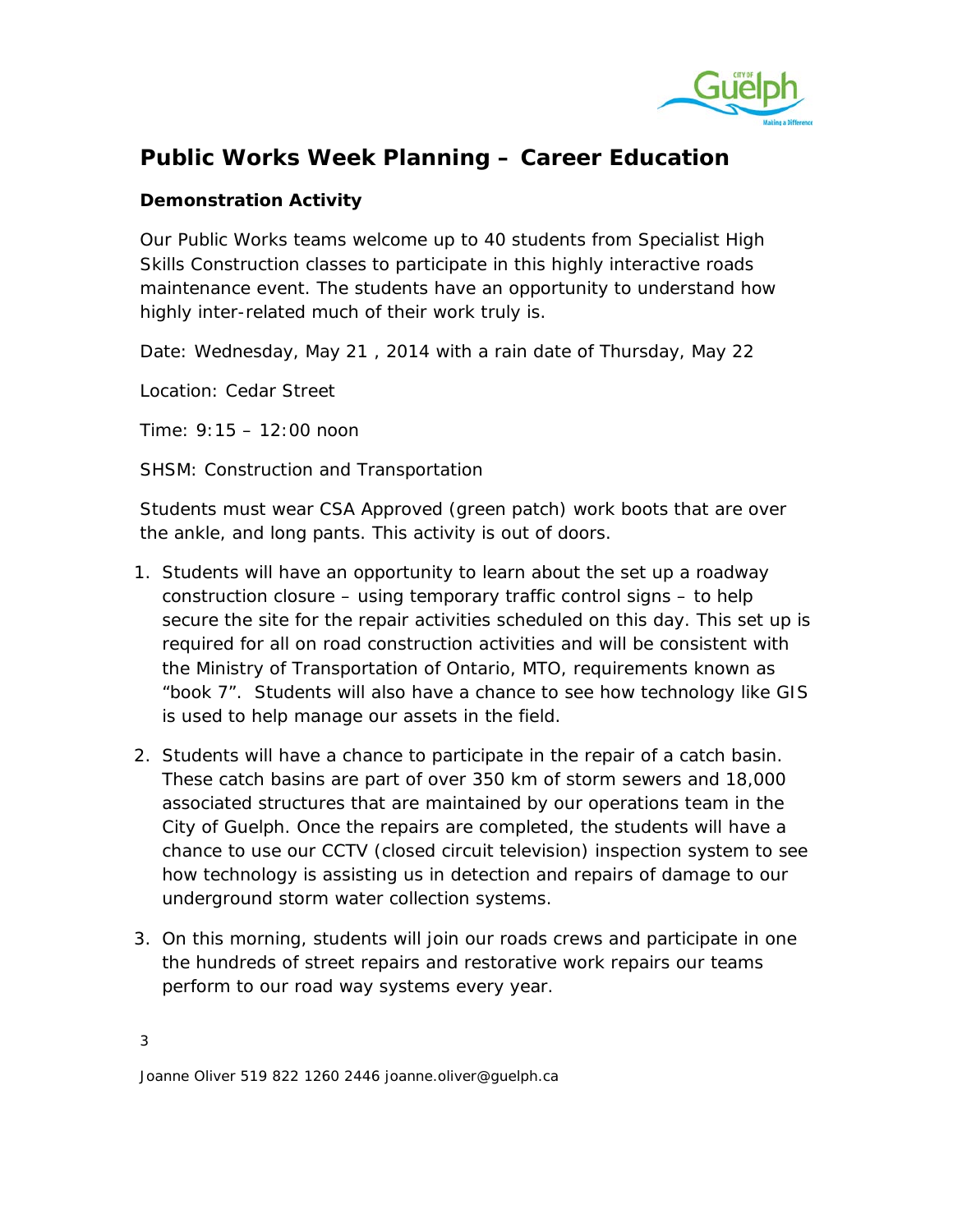# Public Works Week Planning – Career Education

### Demonstration Activity

Our Public Works teams welcome up to 40 students from Specialist High Skills Construction classes to participate in this highly interactive roads maintenance event. The students have an opportunity to understand how highly inter-related much of their work truly is.

Date: Wednesday, May 21 , 2014 with a rain date of Thursday, May 22

Location: Cedar Street

Time: 9:15 – 12:00 noon

SHSM: Construction and Transportation

Students must wear CSA Approved (green patch) work boots that are over the ankle, and long pants. This activity is out of doors.

1. Students will have an opportunity to learn about the set up a roadway construction closure – using temporary traffic control signs – to help secure the site for the repair activities scheduled on this day. This set up is required for all on road construction activities and will be consistent with the Ministry of Transportation of Ontario, MTO, requirements known as "book 7". Students will also have a chance to see how technology like GIS is used to help manage our assets in the field.
2. Students will have a chance to participate in the repair of a catch basin. These catch basins are part of over 350 km of storm sewers and 18,000 associated structures that are maintained by our operations team in the City of Guelph. Once the repairs are completed, the students will have a chance to use our CCTV (closed circuit television) inspection system to see how technology is assisting us in detection and repairs of damage to our underground storm water collection systems.
3. On this morning, students will join our roads crews and participate in one the hundreds of street repairs and restorative work repairs our teams perform to our road way systems every year.

Joanne Oliver 519 822 1260 2446 joanne.oliver@guelph.ca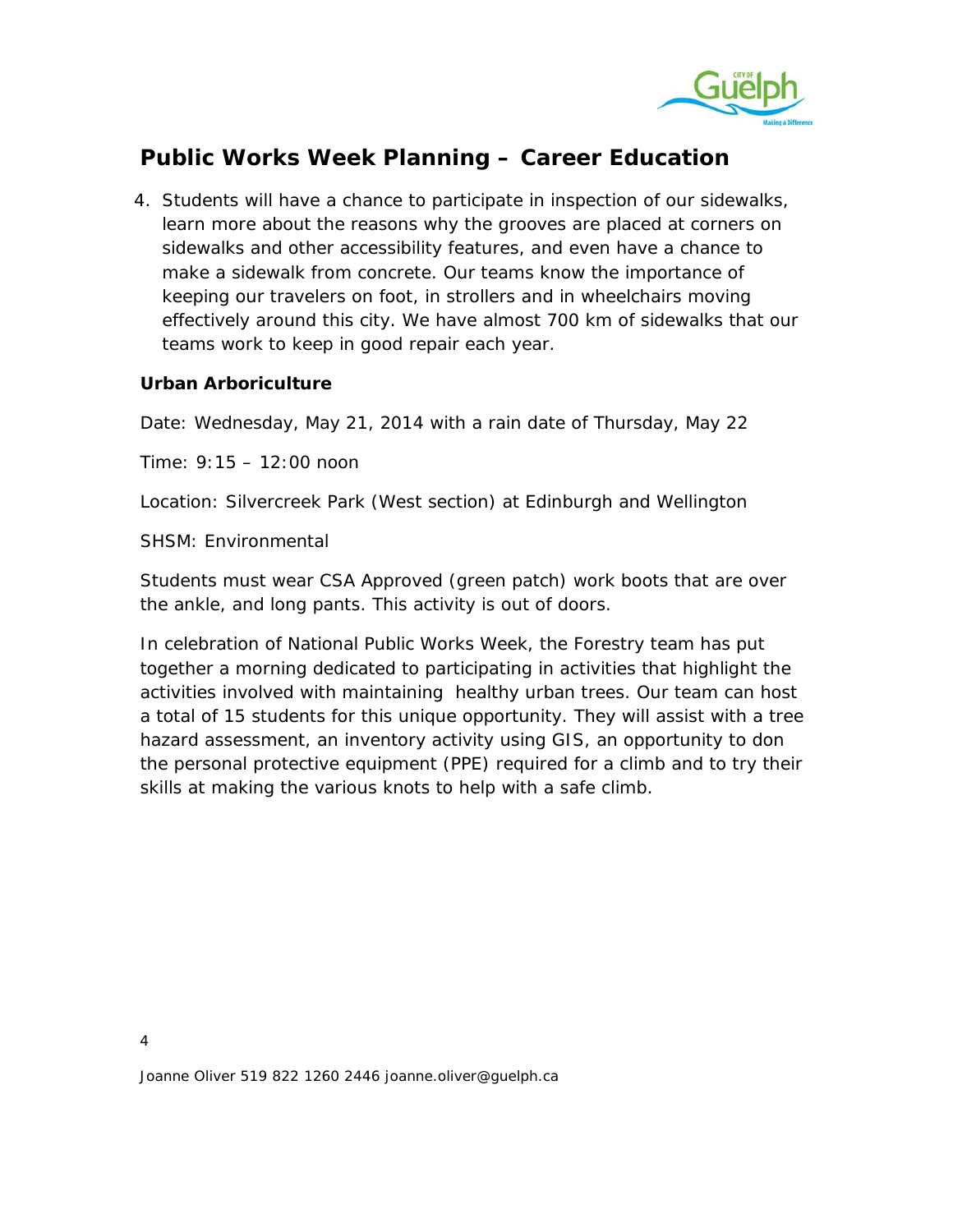## Public Works Week Planning – Career Education

4. Students will have a chance to participate in inspection of our sidewalks, learn more about the reasons why the grooves are placed at corners on sidewalks and other accessibility features, and even have a chance to make a sidewalk from concrete. Our teams know the importance of keeping our travelers on foot, in strollers and in wheelchairs moving effectively around this city. We have almost 700 km of sidewalks that our teams work to keep in good repair each year.

### Urban Arboriculture

Date: Wednesday, May 21, 2014 with a rain date of Thursday, May 22

Time: 9:15 – 12:00 noon

Location: Silvercreek Park (West section) at Edinburgh and Wellington

SHSM: Environmental

Students must wear CSA Approved (green patch) work boots that are over the ankle, and long pants. This activity is out of doors.

In celebration of National Public Works Week, the Forestry team has put together a morning dedicated to participating in activities that highlight the activities involved with maintaining healthy urban trees. Our team can host a total of 15 students for this unique opportunity. They will assist with a tree hazard assessment, an inventory activity using GIS, an opportunity to don the personal protective equipment (PPE) required for a climb and to try their skills at making the various knots to help with a safe climb.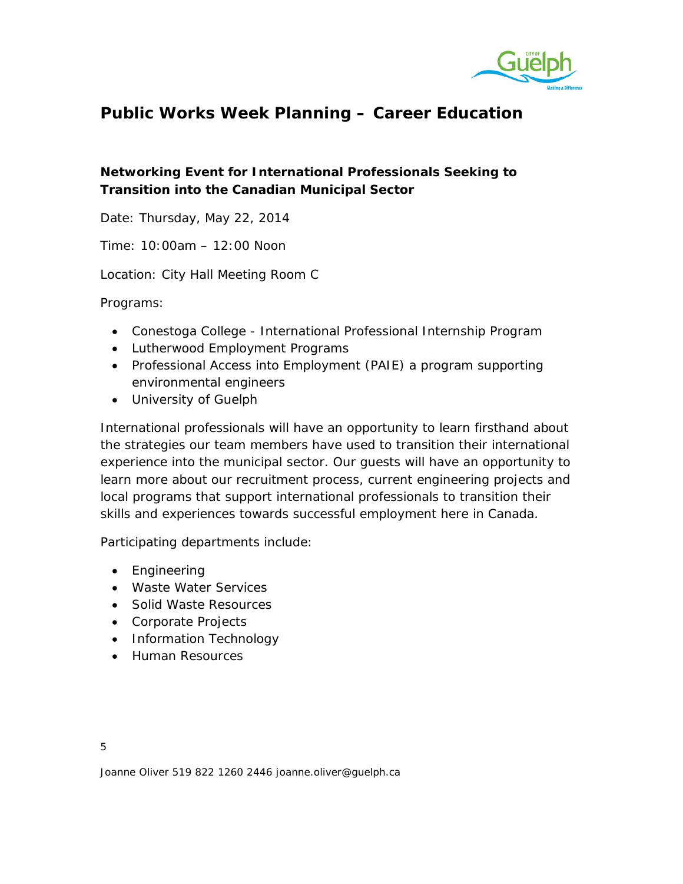# Public Works Week Planning – Career Education

### Networking Event for International Professionals Seeking to Transition into the Canadian Municipal Sector

Date: Thursday, May 22, 2014

Time: 10:00am – 12:00 Noon

Location: City Hall Meeting Room C

Programs:

- Conestoga College - International Professional Internship Program
- Lutherwood Employment Programs
- Professional Access into Employment (PAIE) a program supporting environmental engineers
- University of Guelph

International professionals will have an opportunity to learn firsthand about the strategies our team members have used to transition their international experience into the municipal sector. Our guests will have an opportunity to learn more about our recruitment process, current engineering projects and local programs that support international professionals to transition their skills and experiences towards successful employment here in Canada.

Participating departments include:

- Engineering
- Waste Water Services
- Solid Waste Resources
- Corporate Projects
- Information Technology
- Human Resources

Joanne Oliver 519 822 1260 2446 joanne.oliver@guelph.ca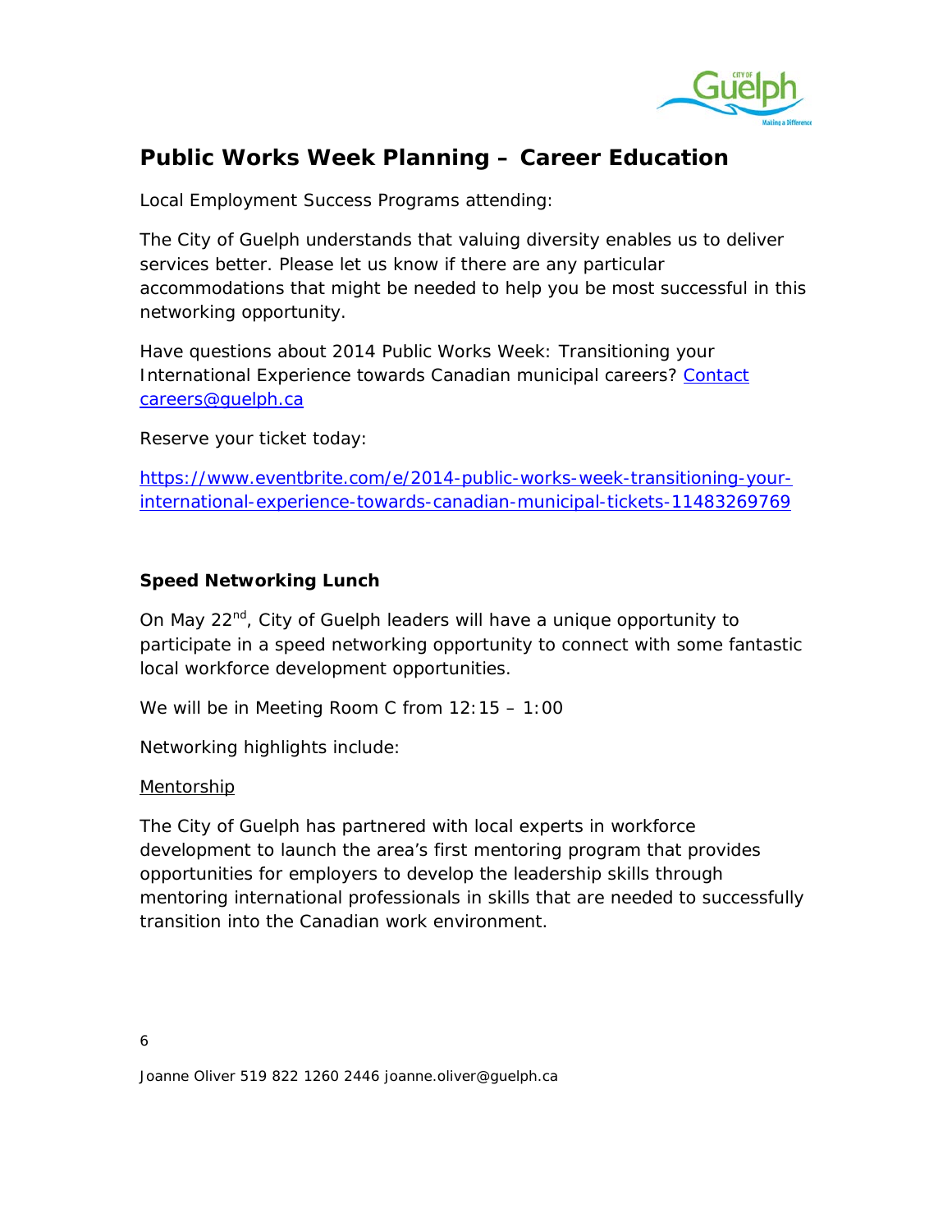## Public Works Week Planning – Career Education

Local Employment Success Programs attending:

The City of Guelph understands that valuing diversity enables us to deliver services better. Please let us know if there are any particular accommodations that might be needed to help you be most successful in this networking opportunity.

Have questions about 2014 Public Works Week: Transitioning your International Experience towards Canadian municipal careers? [Contact careers@guelph.ca](mailto:careers@guelph.ca)

Reserve your ticket today:

https://www.eventbrite.com/e/2014-public-works-week-transitioning-your-international-experience-towards-canadian-municipal-tickets-11483269769

**Speed Networking Lunch**

On May 22nd, City of Guelph leaders will have a unique opportunity to participate in a speed networking opportunity to connect with some fantastic local workforce development opportunities.

We will be in Meeting Room C from 12:15 – 1:00

Networking highlights include:

Mentorship

The City of Guelph has partnered with local experts in workforce development to launch the area's first mentoring program that provides opportunities for employers to develop the leadership skills through mentoring international professionals in skills that are needed to successfully transition into the Canadian work environment.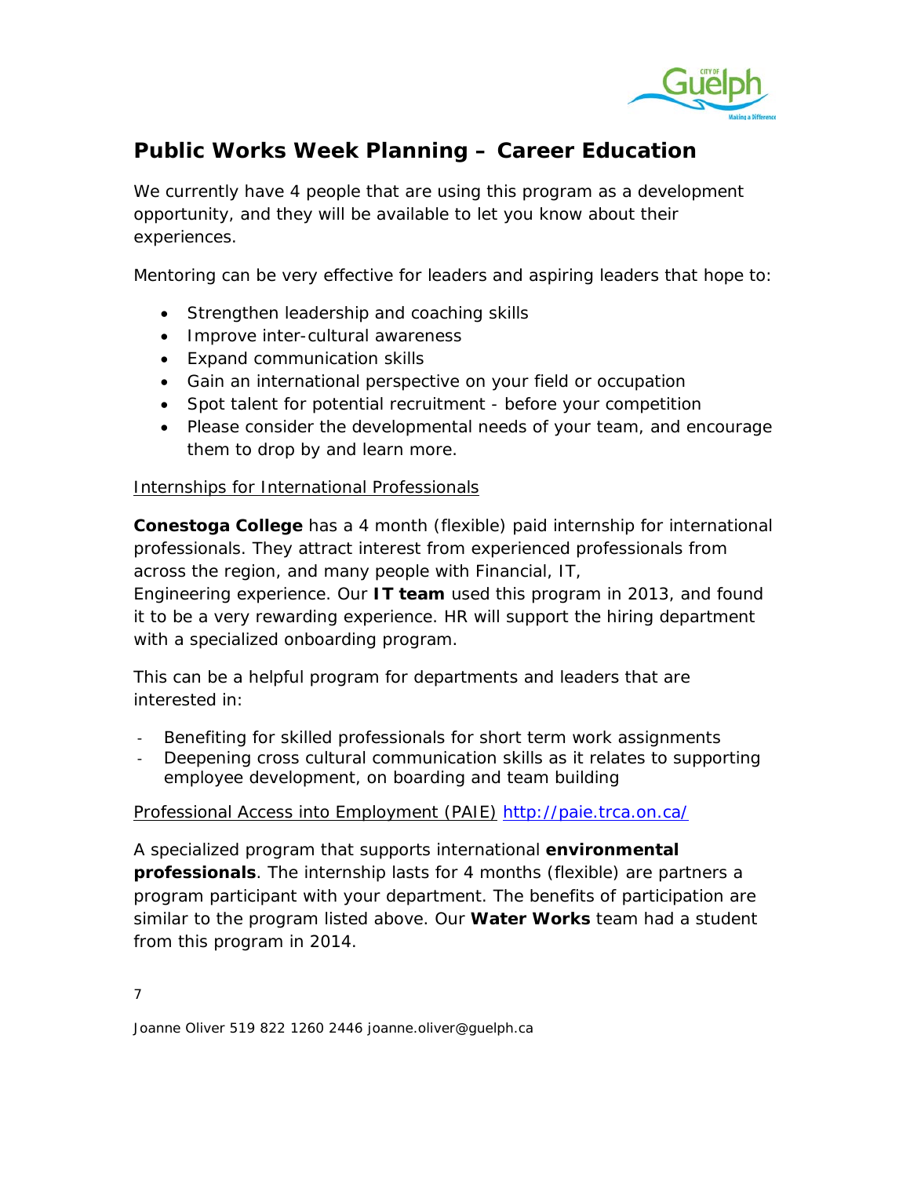## Public Works Week Planning – Career Education

We currently have 4 people that are using this program as a development opportunity, and they will be available to let you know about their experiences.

Mentoring can be very effective for leaders and aspiring leaders that hope to:

- Strengthen leadership and coaching skills
- Improve inter-cultural awareness
- Expand communication skills
- Gain an international perspective on your field or occupation
- Spot talent for potential recruitment - before your competition
- Please consider the developmental needs of your team, and encourage them to drop by and learn more.

Internships for International Professionals

**Conestoga College** has a 4 month (flexible) paid internship for international professionals. They attract interest from experienced professionals from across the region, and many people with Financial, IT, Engineering experience. Our **IT team** used this program in 2013, and found it to be a very rewarding experience. HR will support the hiring department with a specialized onboarding program.

This can be a helpful program for departments and leaders that are interested in:

- Benefiting for skilled professionals for short term work assignments
- Deepening cross cultural communication skills as it relates to supporting employee development, on boarding and team building

Professional Access into Employment (PAIE) http://paie.trca.on.ca/

A specialized program that supports international **environmental professionals**. The internship lasts for 4 months (flexible) are partners a program participant with your department. The benefits of participation are similar to the program listed above. Our **Water Works** team had a student from this program in 2014.

Joanne Oliver 519 822 1260 2446 joanne.oliver@guelph.ca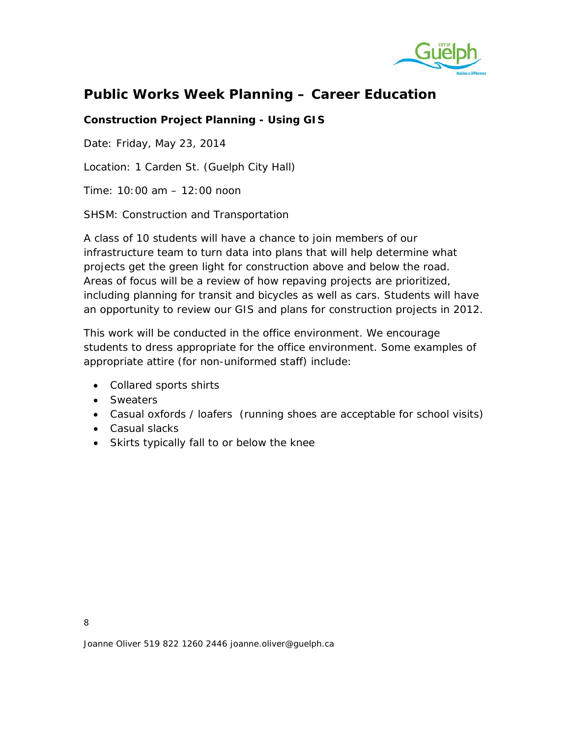# Public Works Week Planning – Career Education

### Construction Project Planning - Using GIS

Date: Friday, May 23, 2014

Location: 1 Carden St. (Guelph City Hall)

Time: 10:00 am – 12:00 noon

SHSM: Construction and Transportation

A class of 10 students will have a chance to join members of our infrastructure team to turn data into plans that will help determine what projects get the green light for construction above and below the road. Areas of focus will be a review of how repaving projects are prioritized, including planning for transit and bicycles as well as cars. Students will have an opportunity to review our GIS and plans for construction projects in 2012.

This work will be conducted in the office environment. We encourage students to dress appropriate for the office environment. Some examples of appropriate attire (for non-uniformed staff) include:

- Collared sports shirts
- Sweaters
- Casual oxfords / loafers (running shoes are acceptable for school visits)
- Casual slacks
- Skirts typically fall to or below the knee

Joanne Oliver 519 822 1260 2446 joanne.oliver@guelph.ca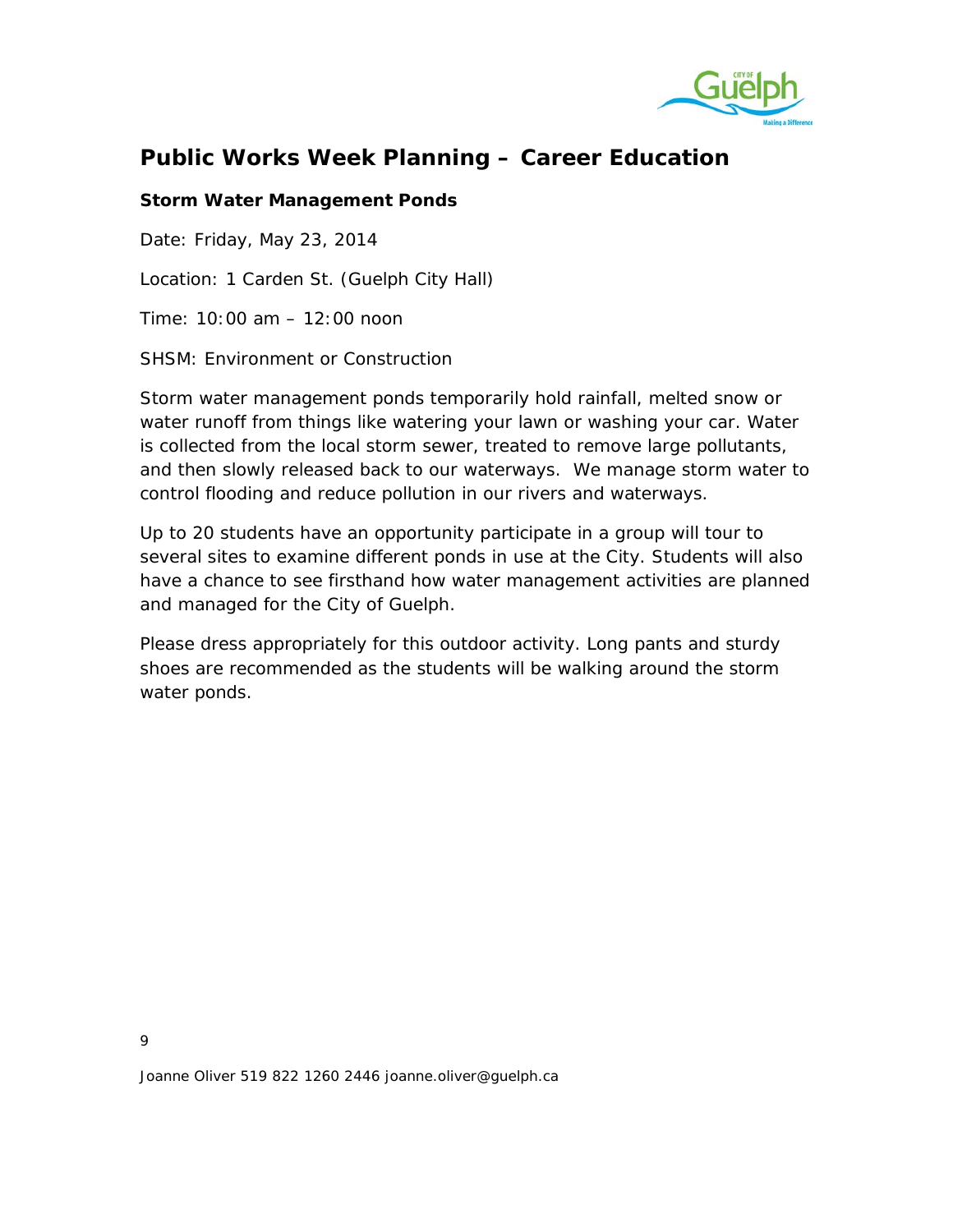# Public Works Week Planning – Career Education

### Storm Water Management Ponds

Date: Friday, May 23, 2014

Location: 1 Carden St. (Guelph City Hall)

Time: 10:00 am – 12:00 noon

SHSM: Environment or Construction

Storm water management ponds temporarily hold rainfall, melted snow or water runoff from things like watering your lawn or washing your car. Water is collected from the local storm sewer, treated to remove large pollutants, and then slowly released back to our waterways. We manage storm water to control flooding and reduce pollution in our rivers and waterways.

Up to 20 students have an opportunity participate in a group will tour to several sites to examine different ponds in use at the City. Students will also have a chance to see firsthand how water management activities are planned and managed for the City of Guelph.

Please dress appropriately for this outdoor activity. Long pants and sturdy shoes are recommended as the students will be walking around the storm water ponds.

Joanne Oliver 519 822 1260 2446 joanne.oliver@guelph.ca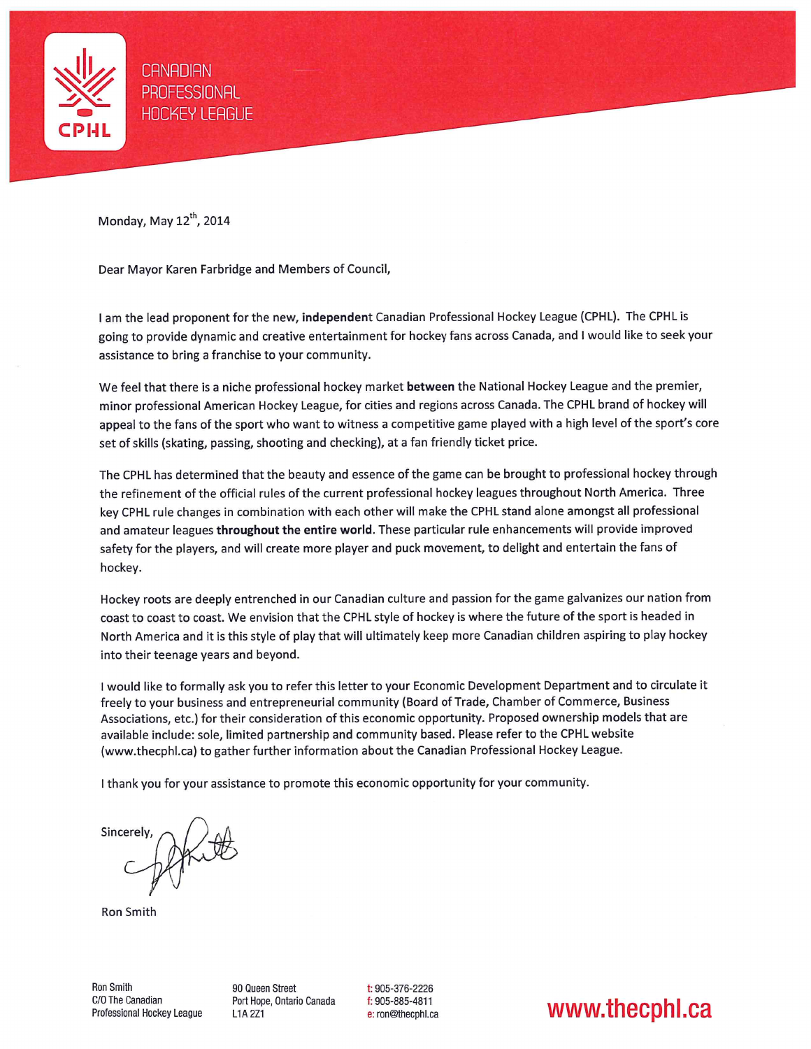CANADIAN PROFESSIONAL HOCKEY LEAGUE

Monday, May 12th, 2014

Dear Mayor Karen Farbridge and Members of Council,

I am the lead proponent for the new, **independent** Canadian Professional Hockey League (CPHL). The CPHL is going to provide dynamic and creative entertainment for hockey fans across Canada, and I would like to seek your assistance to bring a franchise to your community.

We feel that there is a niche professional hockey market **between** the National Hockey League and the premier, minor professional American Hockey League, for cities and regions across Canada. The CPHL brand of hockey will appeal to the fans of the sport who want to witness a competitive game played with a high level of the sport's core set of skills (skating, passing, shooting and checking), at a fan friendly ticket price.

The CPHL has determined that the beauty and essence of the game can be brought to professional hockey through the refinement of the official rules of the current professional hockey leagues throughout North America. Three key CPHL rule changes in combination with each other will make the CPHL stand alone amongst all professional and amateur leagues **throughout the entire world**. These particular rule enhancements will provide improved safety for the players, and will create more player and puck movement, to delight and entertain the fans of hockey.

Hockey roots are deeply entrenched in our Canadian culture and passion for the game galvanizes our nation from coast to coast to coast. We envision that the CPHL style of hockey is where the future of the sport is headed in North America and it is this style of play that will ultimately keep more Canadian children aspiring to play hockey into their teenage years and beyond.

I would like to formally ask you to refer this letter to your Economic Development Department and to circulate it freely to your business and entrepreneurial community (Board of Trade, Chamber of Commerce, Business Associations, etc.) for their consideration of this economic opportunity. Proposed ownership models that are available include: sole, limited partnership and community based. Please refer to the CPHL website (www.thecphl.ca) to gather further information about the Canadian Professional Hockey League.

I thank you for your assistance to promote this economic opportunity for your community.

Sincerely,

Ron Smith

Ron Smith
C/O The Canadian
Professional Hockey League

90 Queen Street
Port Hope, Ontario Canada
L1A 2Z1

t: 905-376-2226
f: 905-885-4811
e: ron@thecphl.ca

www.thecphl.ca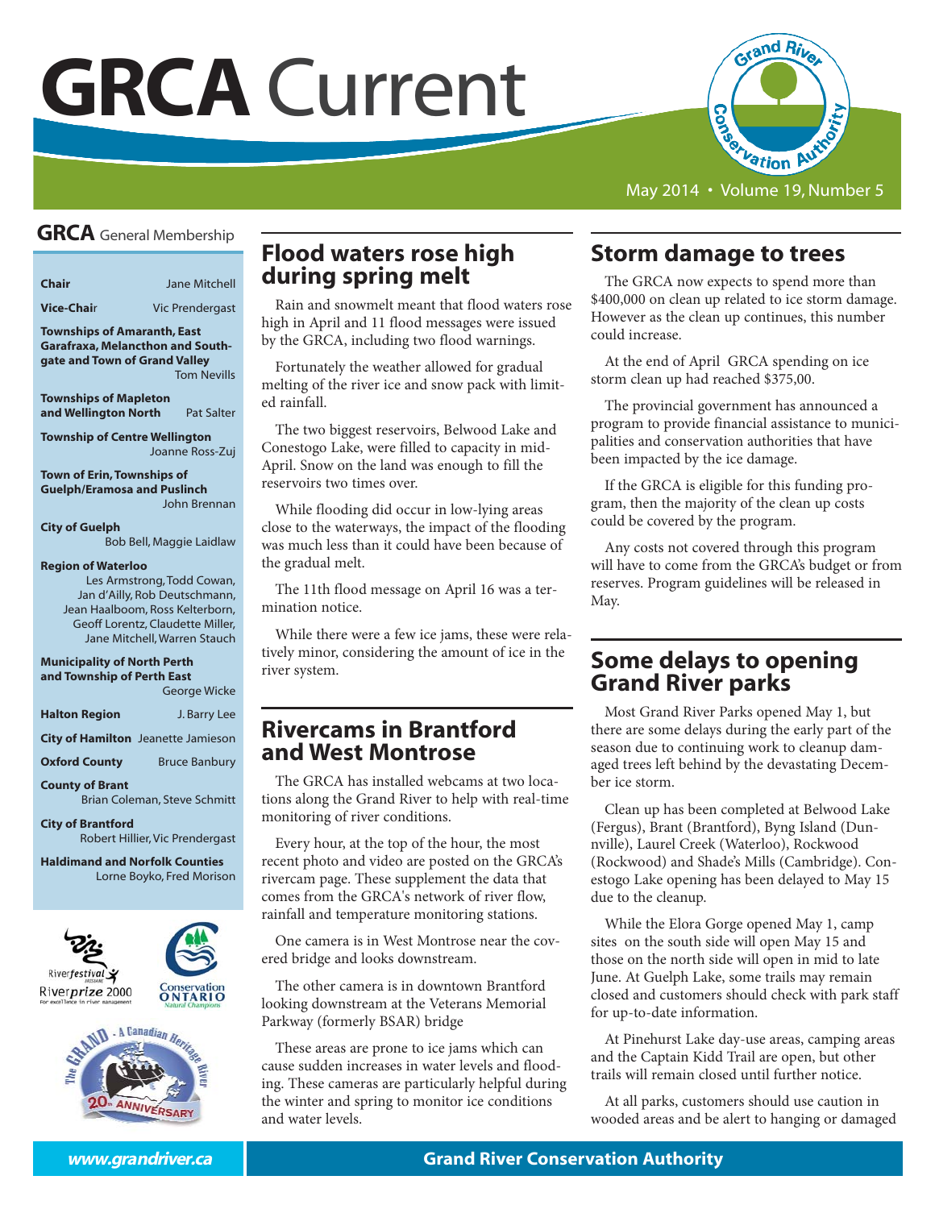# GRCA Current

May 2014 • Volume 19, Number 5

## GRCA General Membership

**Chair** Jane Mitchell

**Vice-Chair** Vic Prendergast

**Townships of Amaranth, East Garafraxa, Melancthon and Southgate and Town of Grand Valley** Tom Nevills

**Townships of Mapleton and Wellington North** Pat Salter

**Township of Centre Wellington** Joanne Ross-Zuj

**Town of Erin, Townships of Guelph/Eramosa and Puslinch** John Brennan

**City of Guelph** Bob Bell, Maggie Laidlaw

**Region of Waterloo** Les Armstrong, Todd Cowan, Jan d'Ailly, Rob Deutschmann, Jean Haalboom, Ross Kelterborn, Geoff Lorentz, Claudette Miller, Jane Mitchell, Warren Stauch

**Municipality of North Perth and Township of Perth East** George Wicke

**Halton Region** J. Barry Lee

**City of Hamilton** Jeanette Jamieson

**Oxford County** Bruce Banbury

**County of Brant** Brian Coleman, Steve Schmitt

**City of Brantford** Robert Hillier, Vic Prendergast

**Haldimand and Norfolk Counties** Lorne Boyko, Fred Morison

## Flood waters rose high during spring melt

Rain and snowmelt meant that flood waters rose high in April and 11 flood messages were issued by the GRCA, including two flood warnings.

Fortunately the weather allowed for gradual melting of the river ice and snow pack with limited rainfall.

The two biggest reservoirs, Belwood Lake and Conestogo Lake, were filled to capacity in mid-April. Snow on the land was enough to fill the reservoirs two times over.

While flooding did occur in low-lying areas close to the waterways, the impact of the flooding was much less than it could have been because of the gradual melt.

The 11th flood message on April 16 was a termination notice.

While there were a few ice jams, these were relatively minor, considering the amount of ice in the river system.

## Rivercams in Brantford and West Montrose

The GRCA has installed webcams at two locations along the Grand River to help with real-time monitoring of river conditions.

Every hour, at the top of the hour, the most recent photo and video are posted on the GRCA's rivercam page. These supplement the data that comes from the GRCA's network of river flow, rainfall and temperature monitoring stations.

One camera is in West Montrose near the covered bridge and looks downstream.

The other camera is in downtown Brantford looking downstream at the Veterans Memorial Parkway (formerly BSAR) bridge

These areas are prone to ice jams which can cause sudden increases in water levels and flooding. These cameras are particularly helpful during the winter and spring to monitor ice conditions and water levels.

## Storm damage to trees

The GRCA now expects to spend more than $400,000 on clean up related to ice storm damage. However as the clean up continues, this number could increase.

At the end of April GRCA spending on ice storm clean up had reached $375,00.

The provincial government has announced a program to provide financial assistance to municipalities and conservation authorities that have been impacted by the ice damage.

If the GRCA is eligible for this funding program, then the majority of the clean up costs could be covered by the program.

Any costs not covered through this program will have to come from the GRCA's budget or from reserves. Program guidelines will be released in May.

## Some delays to opening Grand River parks

Most Grand River Parks opened May 1, but there are some delays during the early part of the season due to continuing work to cleanup damaged trees left behind by the devastating December ice storm.

Clean up has been completed at Belwood Lake (Fergus), Brant (Brantford), Byng Island (Dunnville), Laurel Creek (Waterloo), Rockwood (Rockwood) and Shade's Mills (Cambridge). Conestogo Lake opening has been delayed to May 15 due to the cleanup.

While the Elora Gorge opened May 1, camp sites on the south side will open May 15 and those on the north side will open in mid to late June. At Guelph Lake, some trails may remain closed and customers should check with park staff for up-to-date information.

At Pinehurst Lake day-use areas, camping areas and the Captain Kidd Trail are open, but other trails will remain closed until further notice.

At all parks, customers should use caution in wooded areas and be alert to hanging or damaged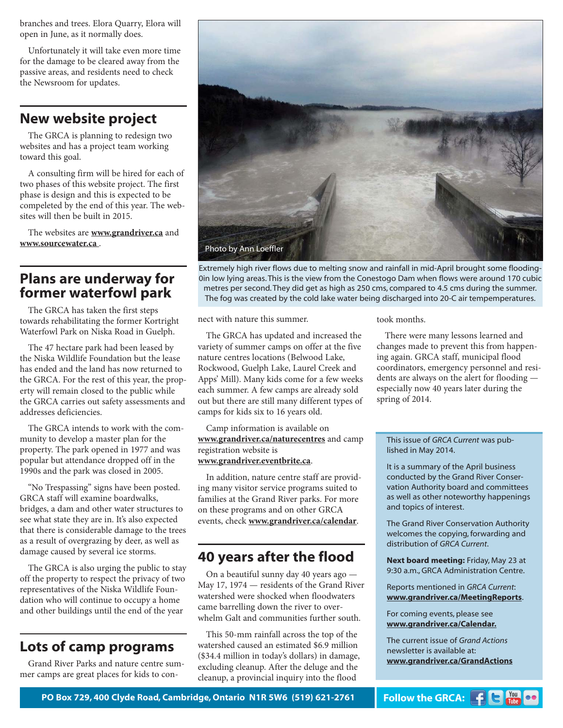branches and trees. Elora Quarry, Elora will open in June, as it normally does.

Unfortunately it will take even more time for the damage to be cleared away from the passive areas, and residents need to check the Newsroom for updates.

## New website project

The GRCA is planning to redesign two websites and has a project team working toward this goal.

A consulting firm will be hired for each of two phases of this website project. The first phase is design and this is expected to be compeleted by the end of this year. The websites will then be built in 2015.

The websites are **www.grandriver.ca** and **www.sourcewater.ca** .

## Plans are underway for former waterfowl park

The GRCA has taken the first steps towards rehabilitating the former Kortright Waterfowl Park on Niska Road in Guelph.

The 47 hectare park had been leased by the Niska Wildlife Foundation but the lease has ended and the land has now returned to the GRCA. For the rest of this year, the property will remain closed to the public while the GRCA carries out safety assessments and addresses deficiencies.

The GRCA intends to work with the community to develop a master plan for the property. The park opened in 1977 and was popular but attendance dropped off in the 1990s and the park was closed in 2005.

"No Trespassing" signs have been posted. GRCA staff will examine boardwalks, bridges, a dam and other water structures to see what state they are in. It's also expected that there is considerable damage to the trees as a result of overgrazing by deer, as well as damage caused by several ice storms.

The GRCA is also urging the public to stay off the property to respect the privacy of two representatives of the Niska Wildlife Foundation who will continue to occupy a home and other buildings until the end of the year

Photo by Ann Loeffler

Extremely high river flows due to melting snow and rainfall in mid-April brought some flooding-0in low lying areas. This is the view from the Conestogo Dam when flows were around 170 cubic metres per second. They did get as high as 250 cms, compared to 4.5 cms during the summer. The fog was created by the cold lake water being discharged into 20-C air tempeperatures.

## Lots of camp programs

Grand River Parks and nature centre summer camps are great places for kids to connect with nature this summer.

The GRCA has updated and increased the variety of summer camps on offer at the five nature centres locations (Belwood Lake, Rockwood, Guelph Lake, Laurel Creek and Apps' Mill). Many kids come for a few weeks each summer. A few camps are already sold out but there are still many different types of camps for kids six to 16 years old.

Camp information is available on **www.grandriver.ca/naturecentres** and camp registration website is **www.grandriver.eventbrite.ca**.

In addition, nature centre staff are providing many visitor service programs suited to families at the Grand River parks. For more on these programs and on other GRCA events, check **www.grandriver.ca/calendar**.

## 40 years after the flood

On a beautiful sunny day 40 years ago — May 17, 1974 — residents of the Grand River watershed were shocked when floodwaters came barrelling down the river to overwhelm Galt and communities further south.

This 50-mm rainfall across the top of the watershed caused an estimated $6.9 million ($34.4 million in today's dollars) in damage, excluding cleanup. After the deluge and the cleanup, a provincial inquiry into the flood took months.

There were many lessons learned and changes made to prevent this from happening again. GRCA staff, municipal flood coordinators, emergency personnel and residents are always on the alert for flooding — especially now 40 years later during the spring of 2014.

This issue of *GRCA Current* was published in May 2014.

It is a summary of the April business conducted by the Grand River Conservation Authority board and committees as well as other noteworthy happenings and topics of interest.

The Grand River Conservation Authority welcomes the copying, forwarding and distribution of *GRCA Current*.

**Next board meeting:** Friday, May 23 at 9:30 a.m., GRCA Administration Centre.

Reports mentioned in *GRCA Current*: **www.grandriver.ca/MeetingReports**.

For coming events, please see **www.grandriver.ca/Calendar.**

The current issue of *Grand Actions* newsletter is available at: **www.grandriver.ca/GrandActions**

**PO Box 729, 400 Clyde Road, Cambridge, Ontario N1R 5W6 (519) 621-2761**

**Follow the GRCA:**